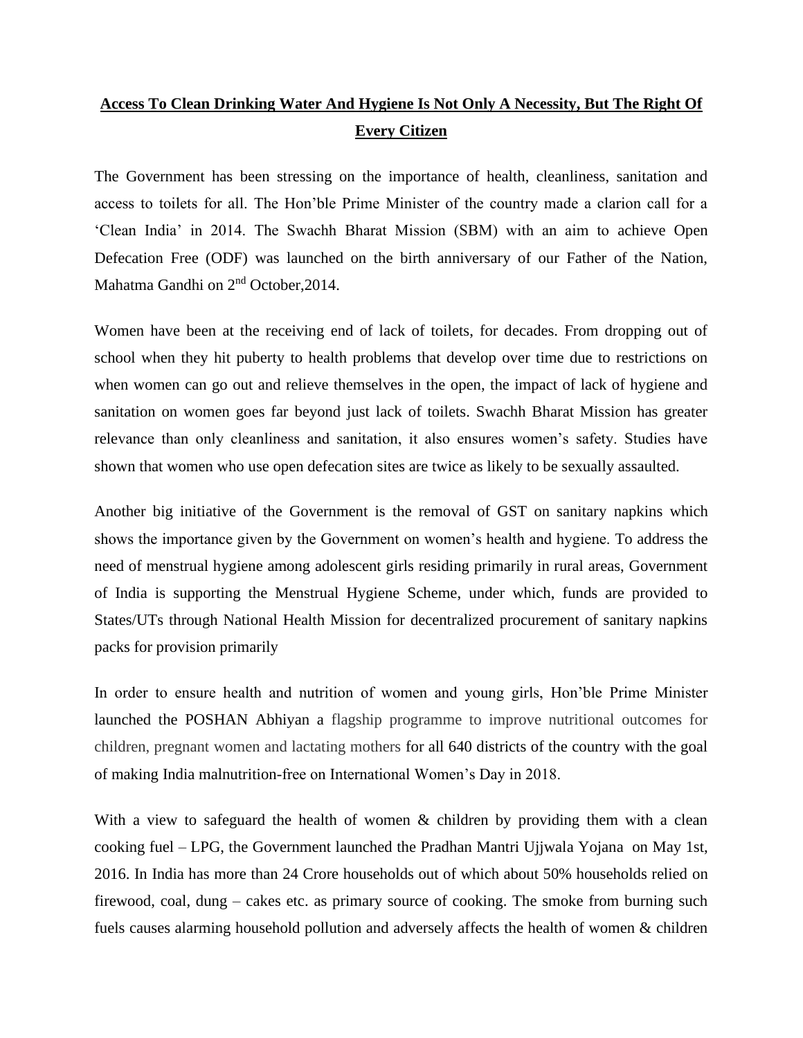**Access To Clean Drinking Water And Hygiene Is Not Only A Necessity, But The Right Of Every Citizen**

The Government has been stressing on the importance of health, cleanliness, sanitation and access to toilets for all. The Hon'ble Prime Minister of the country made a clarion call for a 'Clean India' in 2014. The Swachh Bharat Mission (SBM) with an aim to achieve Open Defecation Free (ODF) was launched on the birth anniversary of our Father of the Nation, Mahatma Gandhi on 2nd October,2014.

Women have been at the receiving end of lack of toilets, for decades. From dropping out of school when they hit puberty to health problems that develop over time due to restrictions on when women can go out and relieve themselves in the open, the impact of lack of hygiene and sanitation on women goes far beyond just lack of toilets. Swachh Bharat Mission has greater relevance than only cleanliness and sanitation, it also ensures women's safety. Studies have shown that women who use open defecation sites are twice as likely to be sexually assaulted.

Another big initiative of the Government is the removal of GST on sanitary napkins which shows the importance given by the Government on women's health and hygiene. To address the need of menstrual hygiene among adolescent girls residing primarily in rural areas, Government of India is supporting the Menstrual Hygiene Scheme, under which, funds are provided to States/UTs through National Health Mission for decentralized procurement of sanitary napkins packs for provision primarily

In order to ensure health and nutrition of women and young girls, Hon'ble Prime Minister launched the POSHAN Abhiyan a flagship programme to improve nutritional outcomes for children, pregnant women and lactating mothers for all 640 districts of the country with the goal of making India malnutrition-free on International Women's Day in 2018.

With a view to safeguard the health of women & children by providing them with a clean cooking fuel – LPG, the Government launched the Pradhan Mantri Ujjwala Yojana on May 1st, 2016. In India has more than 24 Crore households out of which about 50% households relied on firewood, coal, dung – cakes etc. as primary source of cooking. The smoke from burning such fuels causes alarming household pollution and adversely affects the health of women & children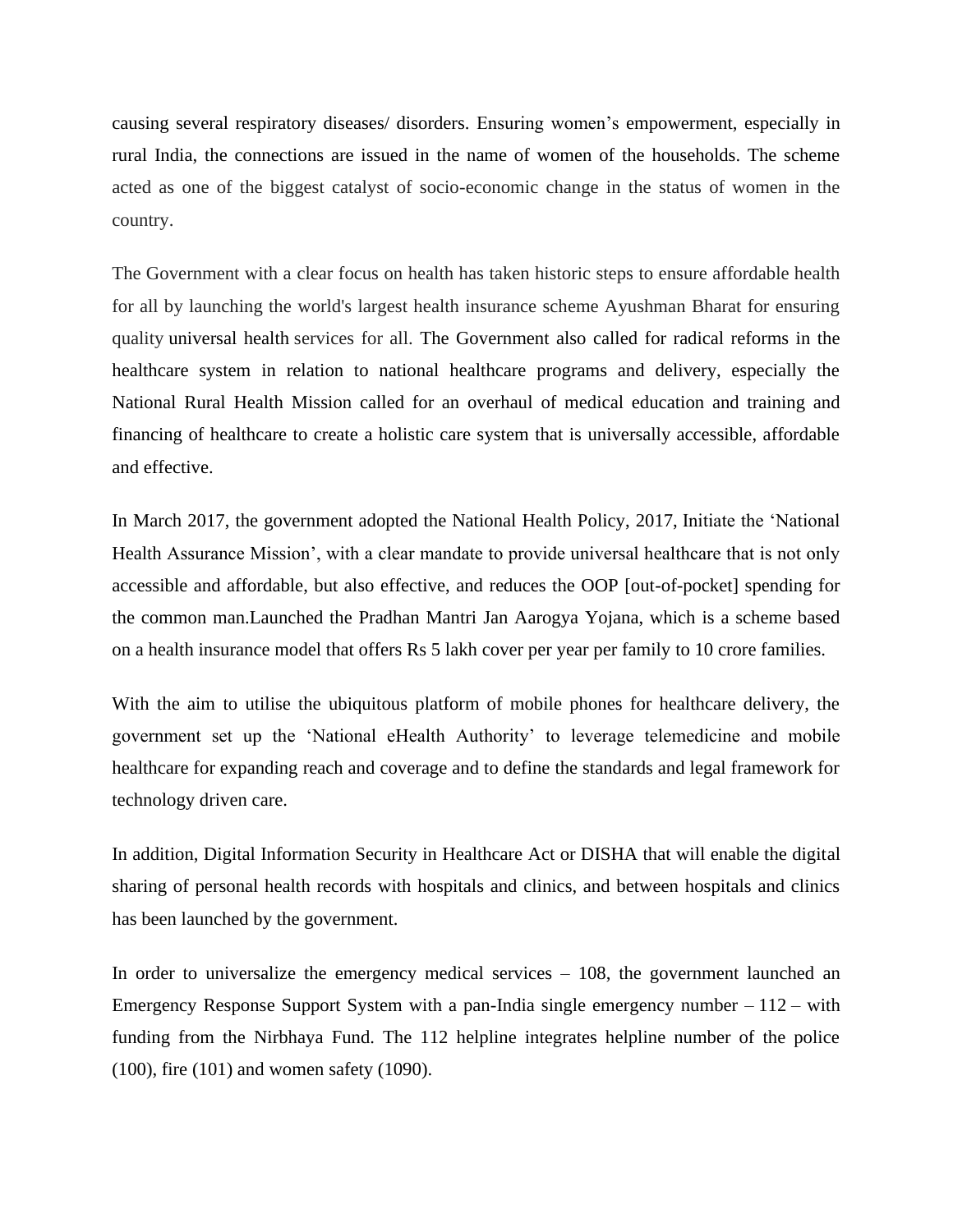causing several respiratory diseases/ disorders. Ensuring women's empowerment, especially in rural India, the connections are issued in the name of women of the households. The scheme acted as one of the biggest catalyst of socio-economic change in the status of women in the country.

The Government with a clear focus on health has taken historic steps to ensure affordable health for all by launching the world's largest health insurance scheme Ayushman Bharat for ensuring quality universal health services for all. The Government also called for radical reforms in the healthcare system in relation to national healthcare programs and delivery, especially the National Rural Health Mission called for an overhaul of medical education and training and financing of healthcare to create a holistic care system that is universally accessible, affordable and effective.

In March 2017, the government adopted the National Health Policy, 2017, Initiate the 'National Health Assurance Mission', with a clear mandate to provide universal healthcare that is not only accessible and affordable, but also effective, and reduces the OOP [out-of-pocket] spending for the common man.Launched the Pradhan Mantri Jan Aarogya Yojana, which is a scheme based on a health insurance model that offers Rs 5 lakh cover per year per family to 10 crore families.

With the aim to utilise the ubiquitous platform of mobile phones for healthcare delivery, the government set up the 'National eHealth Authority' to leverage telemedicine and mobile healthcare for expanding reach and coverage and to define the standards and legal framework for technology driven care.

In addition, Digital Information Security in Healthcare Act or DISHA that will enable the digital sharing of personal health records with hospitals and clinics, and between hospitals and clinics has been launched by the government.

In order to universalize the emergency medical services – 108, the government launched an Emergency Response Support System with a pan-India single emergency number – 112 – with funding from the Nirbhaya Fund. The 112 helpline integrates helpline number of the police (100), fire (101) and women safety (1090).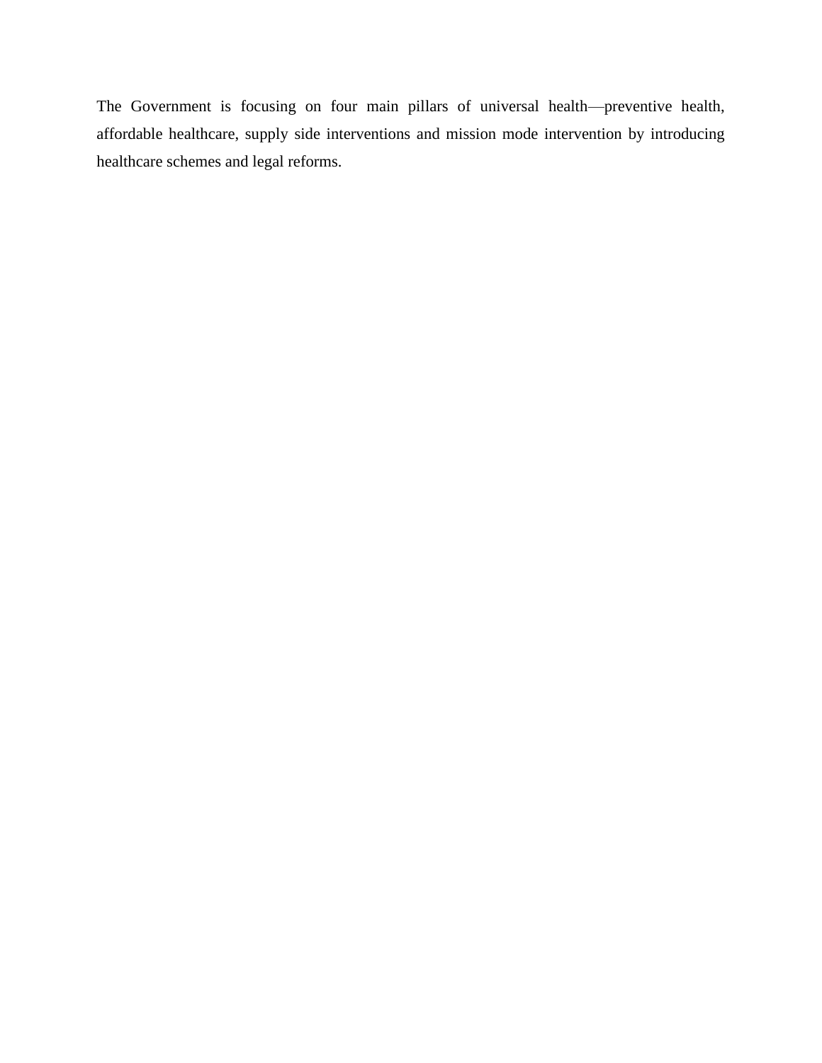The Government is focusing on four main pillars of universal health—preventive health, affordable healthcare, supply side interventions and mission mode intervention by introducing healthcare schemes and legal reforms.